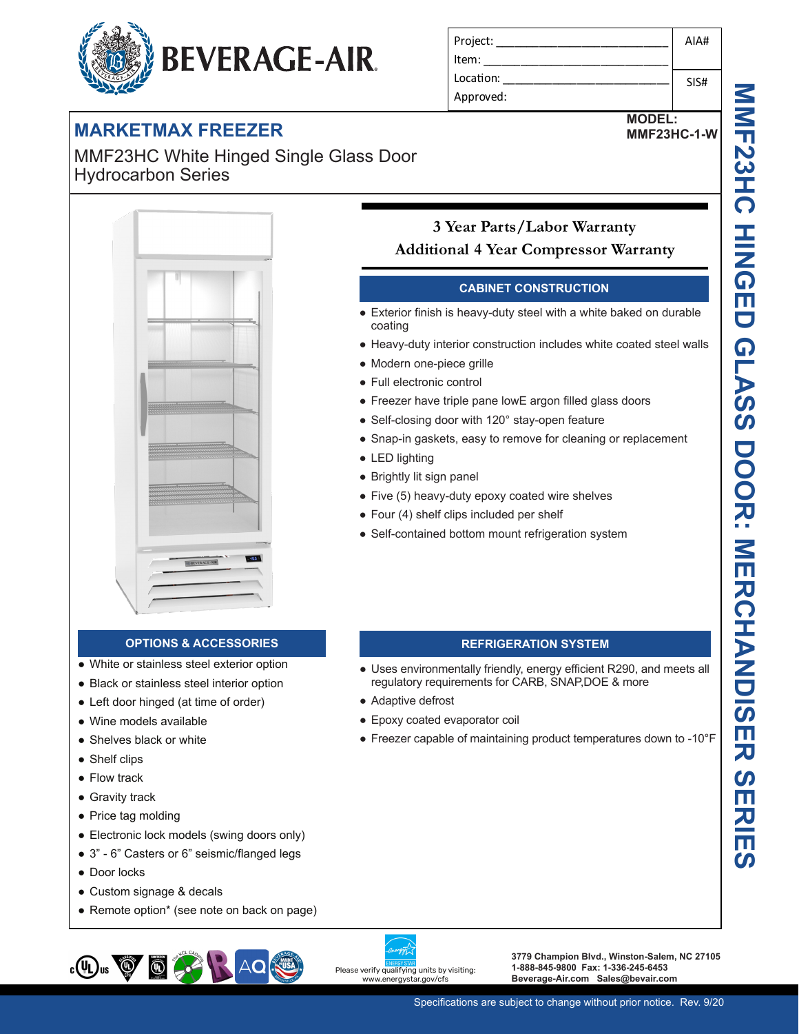BEVERAGE-AIR

| Project: | AIA# |
|---|---|
| Item: | |
| Location: | SIS# |
| Approved: | |

# MARKETMAX FREEZER

**MODEL:**
**MMF23HC-1-W**

MMF23HC White Hinged Single Glass Door
Hydrocarbon Series

**3 Year Parts/Labor Warranty**
**Additional 4 Year Compressor Warranty**

## CABINET CONSTRUCTION

- Exterior finish is heavy-duty steel with a white baked on durable coating
- Heavy-duty interior construction includes white coated steel walls
- Modern one-piece grille
- Full electronic control
- Freezer have triple pane lowE argon filled glass doors
- Self-closing door with 120° stay-open feature
- Snap-in gaskets, easy to remove for cleaning or replacement
- LED lighting
- Brightly lit sign panel
- Five (5) heavy-duty epoxy coated wire shelves
- Four (4) shelf clips included per shelf
- Self-contained bottom mount refrigeration system

## OPTIONS & ACCESSORIES

- White or stainless steel exterior option
- Black or stainless steel interior option
- Left door hinged (at time of order)
- Wine models available
- Shelves black or white
- Shelf clips
- Flow track
- Gravity track
- Price tag molding
- Electronic lock models (swing doors only)
- 3" - 6" Casters or 6" seismic/flanged legs
- Door locks
- Custom signage & decals
- Remote option* (see note on back on page)

## REFRIGERATION SYSTEM

- Uses environmentally friendly, energy efficient R290, and meets all regulatory requirements for CARB, SNAP,DOE & more
- Adaptive defrost
- Epoxy coated evaporator coil
- Freezer capable of maintaining product temperatures down to -10°F

# MMF23HC HINGED GLASS DOOR: MERCHANDISER SERIES

Please verify qualifying units by visiting:
www.energystar.gov/cfs

3779 Champion Blvd., Winston-Salem, NC 27105
1-888-845-9800 Fax: 1-336-245-6453
Beverage-Air.com Sales@bevair.com

Specifications are subject to change without prior notice. Rev. 9/20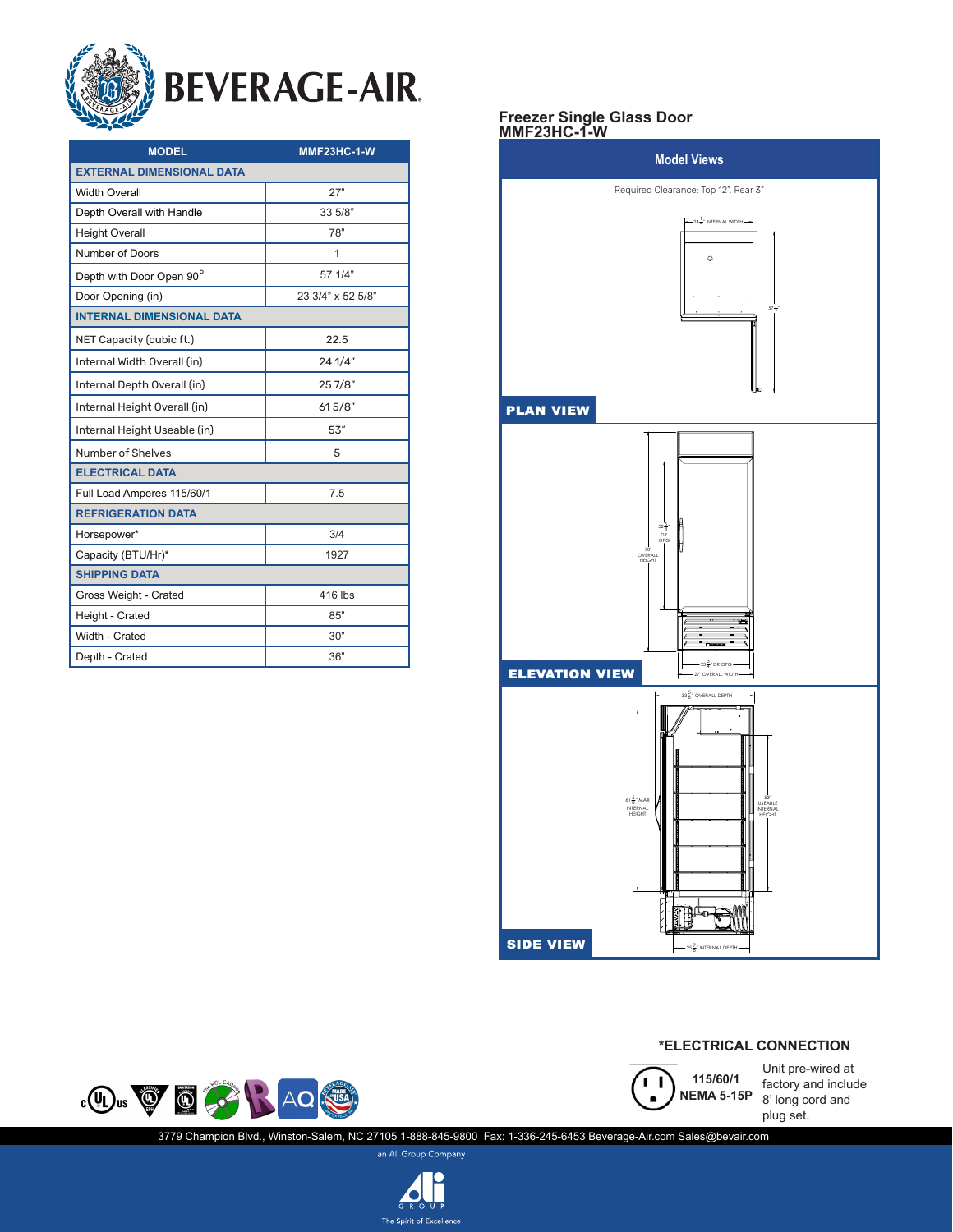# BEVERAGE-AIR

| MODEL | MMF23HC-1-W |
|---|---|
| **EXTERNAL DIMENSIONAL DATA** | |
| Width Overall | 27" |
| Depth Overall with Handle | 33 5/8" |
| Height Overall | 78" |
| Number of Doors | 1 |
| Depth with Door Open 90° | 57 1/4" |
| Door Opening (in) | 23 3/4" x 52 5/8" |
| **INTERNAL DIMENSIONAL DATA** | |
| NET Capacity (cubic ft.) | 22.5 |
| Internal Width Overall (in) | 24 1/4" |
| Internal Depth Overall (in) | 25 7/8" |
| Internal Height Overall (in) | 61 5/8" |
| Internal Height Useable (in) | 53" |
| Number of Shelves | 5 |
| **ELECTRICAL DATA** | |
| Full Load Amperes 115/60/1 | 7.5 |
| **REFRIGERATION DATA** | |
| Horsepower* | 3/4 |
| Capacity (BTU/Hr)* | 1927 |
| **SHIPPING DATA** | |
| Gross Weight - Crated | 416 lbs |
| Height - Crated | 85" |
| Width - Crated | 30" |
| Depth - Crated | 36" |

## Freezer Single Glass Door
## MMF23HC-1-W

### Model Views

Required Clearance: Top 12", Rear 3"

**PLAN VIEW**

24 1/4" INTERNAL WIDTH

57 1/4"

**ELEVATION VIEW**

52 5/8" DR OPG

78" OVERALL HEIGHT

23 3/4" DR OPG

27" OVERALL WIDTH

**SIDE VIEW**

33 5/8" OVERALL DEPTH

61 5/8" MAX INTERNAL HEIGHT

53" USEABLE INTERNAL HEIGHT

25 7/8" INTERNAL DEPTH

### *ELECTRICAL CONNECTION

115/60/1
NEMA 5-15P

Unit pre-wired at factory and include 8' long cord and plug set.

3779 Champion Blvd., Winston-Salem, NC 27105 1-888-845-9800 Fax: 1-336-245-6453 Beverage-Air.com Sales@bevair.com

an Ali Group Company

The Spirit of Excellence